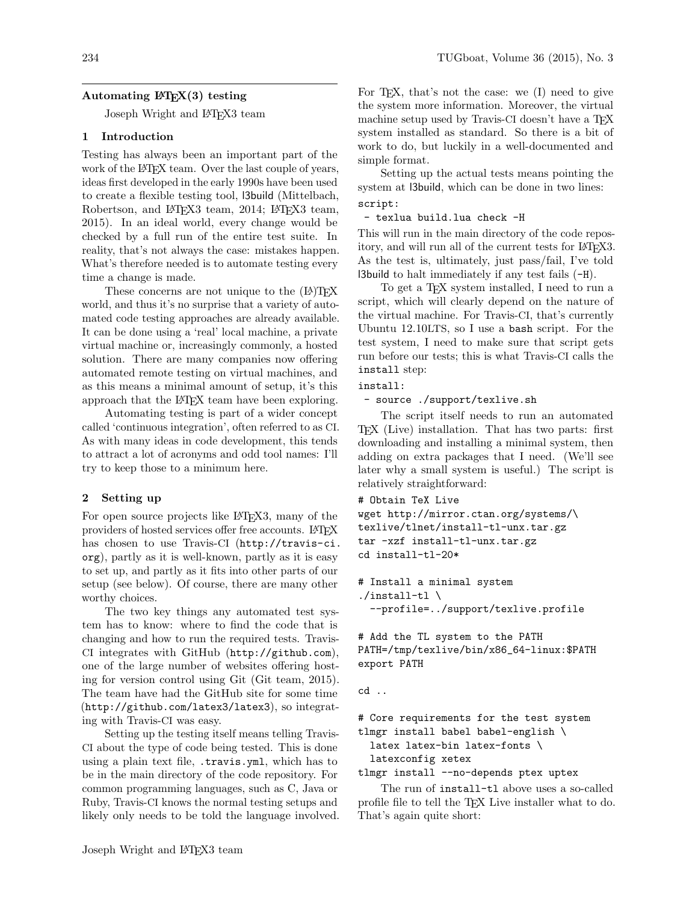## Automating LaTeX(3) testing

Joseph Wright and LaTeX3 team

### 1 Introduction

Testing has always been an important part of the work of the LaTeX team. Over the last couple of years, ideas first developed in the early 1990s have been used to create a flexible testing tool, l3build (Mittelbach, Robertson, and LaTeX3 team, 2014; LaTeX3 team, 2015). In an ideal world, every change would be checked by a full run of the entire test suite. In reality, that's not always the case: mistakes happen. What's therefore needed is to automate testing every time a change is made.

These concerns are not unique to the (LA)TeX world, and thus it's no surprise that a variety of automated code testing approaches are already available. It can be done using a 'real' local machine, a private virtual machine or, increasingly commonly, a hosted solution. There are many companies now offering automated remote testing on virtual machines, and as this means a minimal amount of setup, it's this approach that the LaTeX team have been exploring.

Automating testing is part of a wider concept called 'continuous integration', often referred to as CI. As with many ideas in code development, this tends to attract a lot of acronyms and odd tool names: I'll try to keep those to a minimum here.

### 2 Setting up

For open source projects like LaTeX3, many of the providers of hosted services offer free accounts. LaTeX has chosen to use Travis-CI (`http://travis-ci.org`), partly as it is well-known, partly as it is easy to set up, and partly as it fits into other parts of our setup (see below). Of course, there are many other worthy choices.

The two key things any automated test system has to know: where to find the code that is changing and how to run the required tests. Travis-CI integrates with GitHub (`http://github.com`), one of the large number of websites offering hosting for version control using Git (Git team, 2015). The team have had the GitHub site for some time (`http://github.com/latex3/latex3`), so integrating with Travis-CI was easy.

Setting up the testing itself means telling Travis-CI about the type of code being tested. This is done using a plain text file, `.travis.yml`, which has to be in the main directory of the code repository. For common programming languages, such as C, Java or Ruby, Travis-CI knows the normal testing setups and likely only needs to be told the language involved. For TeX, that's not the case: we (I) need to give the system more information. Moreover, the virtual machine setup used by Travis-CI doesn't have a TeX system installed as standard. So there is a bit of work to do, but luckily in a well-documented and simple format.

Setting up the actual tests means pointing the system at l3build, which can be done in two lines:

```
script:
 - texlua build.lua check -H
```

This will run in the main directory of the code repository, and will run all of the current tests for LaTeX3. As the test is, ultimately, just pass/fail, I've told l3build to halt immediately if any test fails (`-H`).

To get a TeX system installed, I need to run a script, which will clearly depend on the nature of the virtual machine. For Travis-CI, that's currently Ubuntu 12.10LTS, so I use a `bash` script. For the test system, I need to make sure that script gets run before our tests; this is what Travis-CI calls the `install` step:

```
install:
 - source ./support/texlive.sh
```

The script itself needs to run an automated TeX (Live) installation. That has two parts: first downloading and installing a minimal system, then adding on extra packages that I need. (We'll see later why a small system is useful.) The script is relatively straightforward:

```
# Obtain TeX Live
wget http://mirror.ctan.org/systems/\
texlive/tlnet/install-tl-unx.tar.gz
tar -xzf install-tl-unx.tar.gz
cd install-tl-20*

# Install a minimal system
./install-tl \
  --profile=../support/texlive.profile

# Add the TL system to the PATH
PATH=/tmp/texlive/bin/x86_64-linux:$PATH
export PATH

cd ..

# Core requirements for the test system
tlmgr install babel babel-english \
  latex latex-bin latex-fonts \
  latexconfig xetex
tlmgr install --no-depends ptex uptex
```

The run of `install-tl` above uses a so-called profile file to tell the TeX Live installer what to do. That's again quite short: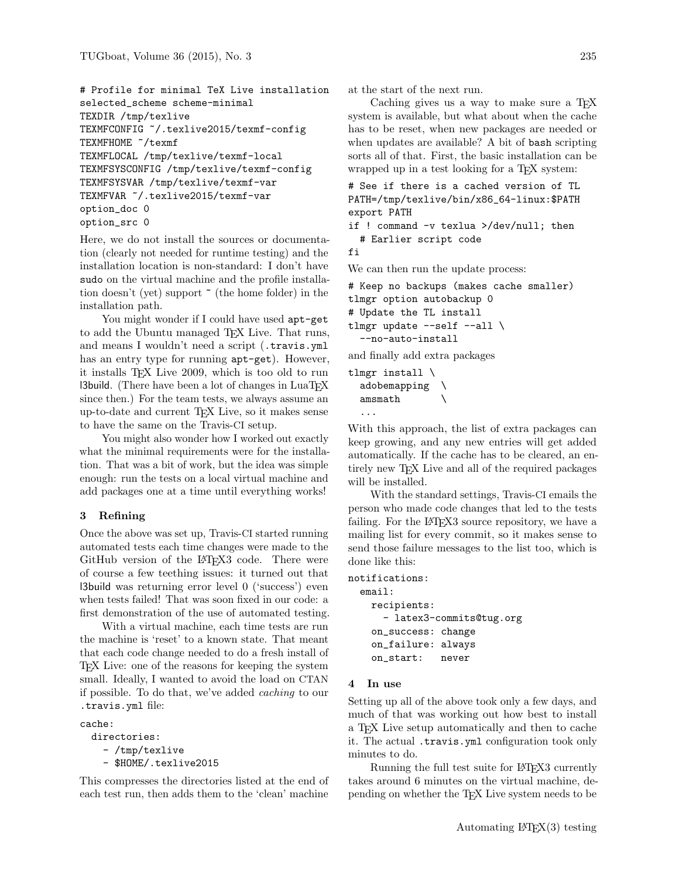```
# Profile for minimal TeX Live installation
selected_scheme scheme-minimal
TEXDIR /tmp/texlive
TEXMFCONFIG ~/.texlive2015/texmf-config
TEXMFHOME ~/texmf
TEXMFLOCAL /tmp/texlive/texmf-local
TEXMFSYSCONFIG /tmp/texlive/texmf-config
TEXMFSYSVAR /tmp/texlive/texmf-var
TEXMFVAR ~/.texlive2015/texmf-var
option_doc 0
option_src 0
```

Here, we do not install the sources or documentation (clearly not needed for runtime testing) and the installation location is non-standard: I don't have `sudo` on the virtual machine and the profile installation doesn't (yet) support `~` (the home folder) in the installation path.

You might wonder if I could have used `apt-get` to add the Ubuntu managed TeX Live. That runs, and means I wouldn't need a script (`.travis.yml` has an entry type for running `apt-get`). However, it installs TeX Live 2009, which is too old to run l3build. (There have been a lot of changes in LuaTeX since then.) For the team tests, we always assume an up-to-date and current TeX Live, so it makes sense to have the same on the Travis-CI setup.

You might also wonder how I worked out exactly what the minimal requirements were for the installation. That was a bit of work, but the idea was simple enough: run the tests on a local virtual machine and add packages one at a time until everything works!

## 3 Refining

Once the above was set up, Travis-CI started running automated tests each time changes were made to the GitHub version of the LaTeX3 code. There were of course a few teething issues: it turned out that l3build was returning error level 0 ('success') even when tests failed! That was soon fixed in our code: a first demonstration of the use of automated testing.

With a virtual machine, each time tests are run the machine is 'reset' to a known state. That meant that each code change needed to do a fresh install of TeX Live: one of the reasons for keeping the system small. Ideally, I wanted to avoid the load on CTAN if possible. To do that, we've added *caching* to our `.travis.yml` file:

```
cache:
  directories:
    - /tmp/texlive
    - $HOME/.texlive2015
```

This compresses the directories listed at the end of each test run, then adds them to the 'clean' machine at the start of the next run.

Caching gives us a way to make sure a TeX system is available, but what about when the cache has to be reset, when new packages are needed or when updates are available? A bit of `bash` scripting sorts all of that. First, the basic installation can be wrapped up in a test looking for a TeX system:

```
# See if there is a cached version of TL
PATH=/tmp/texlive/bin/x86_64-linux:$PATH
export PATH
if ! command -v texlua >/dev/null; then
  # Earlier script code
fi
```

We can then run the update process:

```
# Keep no backups (makes cache smaller)
tlmgr option autobackup 0
# Update the TL install
tlmgr update --self --all \
  --no-auto-install
```

and finally add extra packages

```
tlmgr install \
  adobemapping  \
  amsmath       \
  ...
```

With this approach, the list of extra packages can keep growing, and any new entries will get added automatically. If the cache has to be cleared, an entirely new TeX Live and all of the required packages will be installed.

With the standard settings, Travis-CI emails the person who made code changes that led to the tests failing. For the LaTeX3 source repository, we have a mailing list for every commit, so it makes sense to send those failure messages to the list too, which is done like this:

```
notifications:
  email:
    recipients:
      - latex3-commits@tug.org
    on_success: change
    on_failure: always
    on_start:   never
```

## 4 In use

Setting up all of the above took only a few days, and much of that was working out how best to install a TeX Live setup automatically and then to cache it. The actual `.travis.yml` configuration took only minutes to do.

Running the full test suite for LaTeX3 currently takes around 6 minutes on the virtual machine, depending on whether the TeX Live system needs to be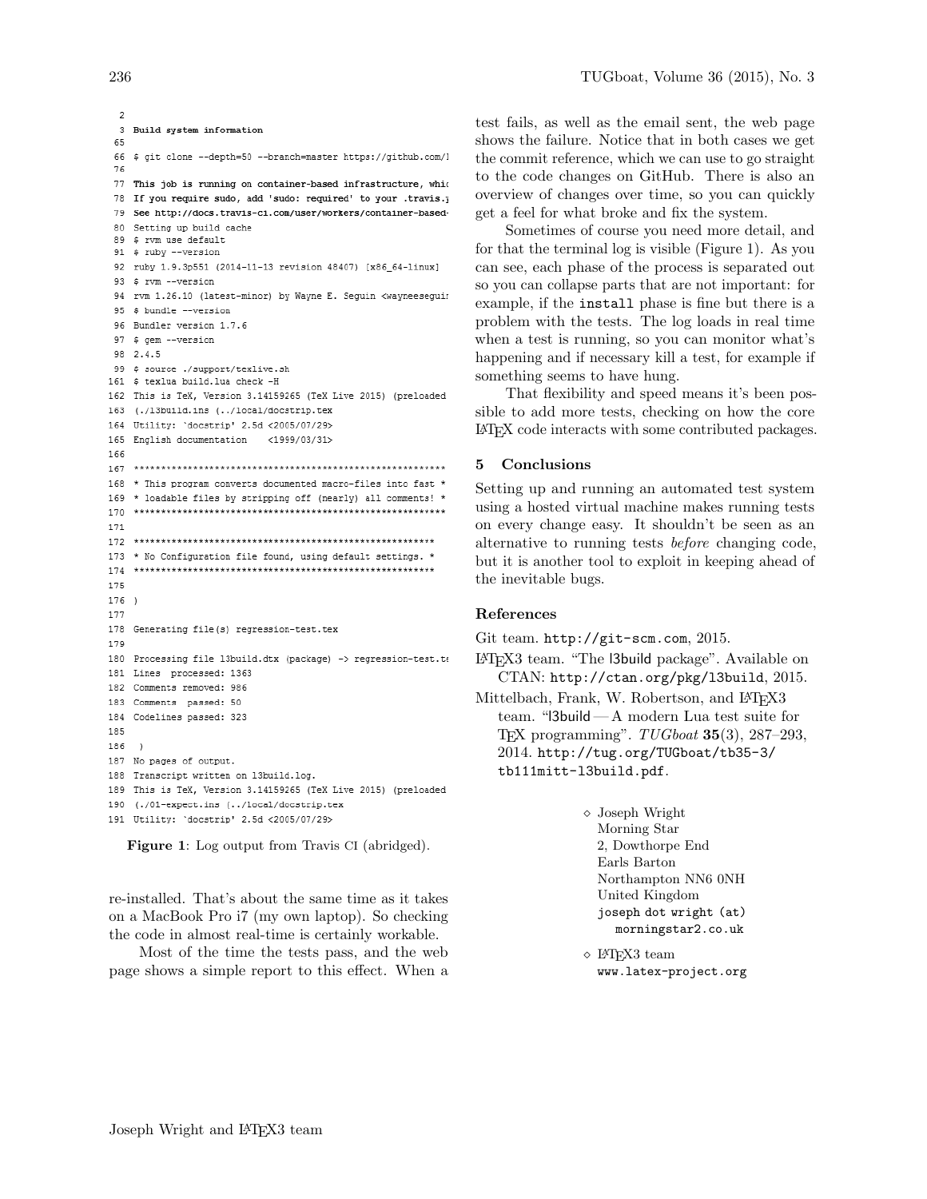```
  2
  3 Build system information
 65
 66 $ git clone --depth=50 --branch=master https://github.com/l
 76
 77 This job is running on container-based infrastructure, whic
 78 If you require sudo, add 'sudo: required' to your .travis.y
 79 See http://docs.travis-ci.com/user/workers/container-based-
 80 Setting up build cache
 89 $ rvm use default
 91 $ ruby --version
 92 ruby 1.9.3p551 (2014-11-13 revision 48407) [x86_64-linux]
 93 $ rvm --version
 94 rvm 1.26.10 (latest-minor) by Wayne E. Seguin <wayneeseguir
 95 $ bundle --version
 96 Bundler version 1.7.6
 97 $ gem --version
 98 2.4.5
 99 $ source ./support/texlive.sh
161 $ texlua build.lua check -H
162 This is TeX, Version 3.14159265 (TeX Live 2015) (preloaded
163 (./l3build.ins (../local/docstrip.tex
164 Utility: `docstrip' 2.5d <2005/07/29>
165 English documentation    <1999/03/31>
166
167 **********************************************************
168 * This program converts documented macro-files into fast *
169 * loadable files by stripping off (nearly) all comments! *
170 **********************************************************
171
172 ********************************************************
173 * No Configuration file found, using default settings. *
174 ********************************************************
175
176 )
177
178 Generating file(s) regression-test.tex
179
180 Processing file l3build.dtx (package) -> regression-test.te
181 Lines  processed: 1363
182 Comments removed: 986
183 Comments  passed: 50
184 Codelines passed: 323
185
186  )
187 No pages of output.
188 Transcript written on l3build.log.
189 This is TeX, Version 3.14159265 (TeX Live 2015) (preloaded
190 (./01-expect.ins (../local/docstrip.tex
191 Utility: `docstrip' 2.5d <2005/07/29>
```

**Figure 1**: Log output from Travis CI (abridged).

re-installed. That's about the same time as it takes on a MacBook Pro i7 (my own laptop). So checking the code in almost real-time is certainly workable.

Most of the time the tests pass, and the web page shows a simple report to this effect. When a test fails, as well as the email sent, the web page shows the failure. Notice that in both cases we get the commit reference, which we can use to go straight to the code changes on GitHub. There is also an overview of changes over time, so you can quickly get a feel for what broke and fix the system.

Sometimes of course you need more detail, and for that the terminal log is visible (Figure 1). As you can see, each phase of the process is separated out so you can collapse parts that are not important: for example, if the `install` phase is fine but there is a problem with the tests. The log loads in real time when a test is running, so you can monitor what's happening and if necessary kill a test, for example if something seems to have hung.

That flexibility and speed means it's been possible to add more tests, checking on how the core LaTeX code interacts with some contributed packages.

## 5 Conclusions

Setting up and running an automated test system using a hosted virtual machine makes running tests on every change easy. It shouldn't be seen as an alternative to running tests *before* changing code, but it is another tool to exploit in keeping ahead of the inevitable bugs.

### References

Git team. `http://git-scm.com`, 2015.

LaTeX3 team. "The l3build package". Available on CTAN: `http://ctan.org/pkg/l3build`, 2015.

Mittelbach, Frank, W. Robertson, and LaTeX3 team. "l3build — A modern Lua test suite for TeX programming". *TUGboat* **35**(3), 287–293, 2014. `http://tug.org/TUGboat/tb35-3/tb111mitt-l3build.pdf`.

⋄ Joseph Wright  
Morning Star  
2, Dowthorpe End  
Earls Barton  
Northampton NN6 0NH  
United Kingdom  
`joseph dot wright (at) morningstar2.co.uk`

⋄ LaTeX3 team  
`www.latex-project.org`